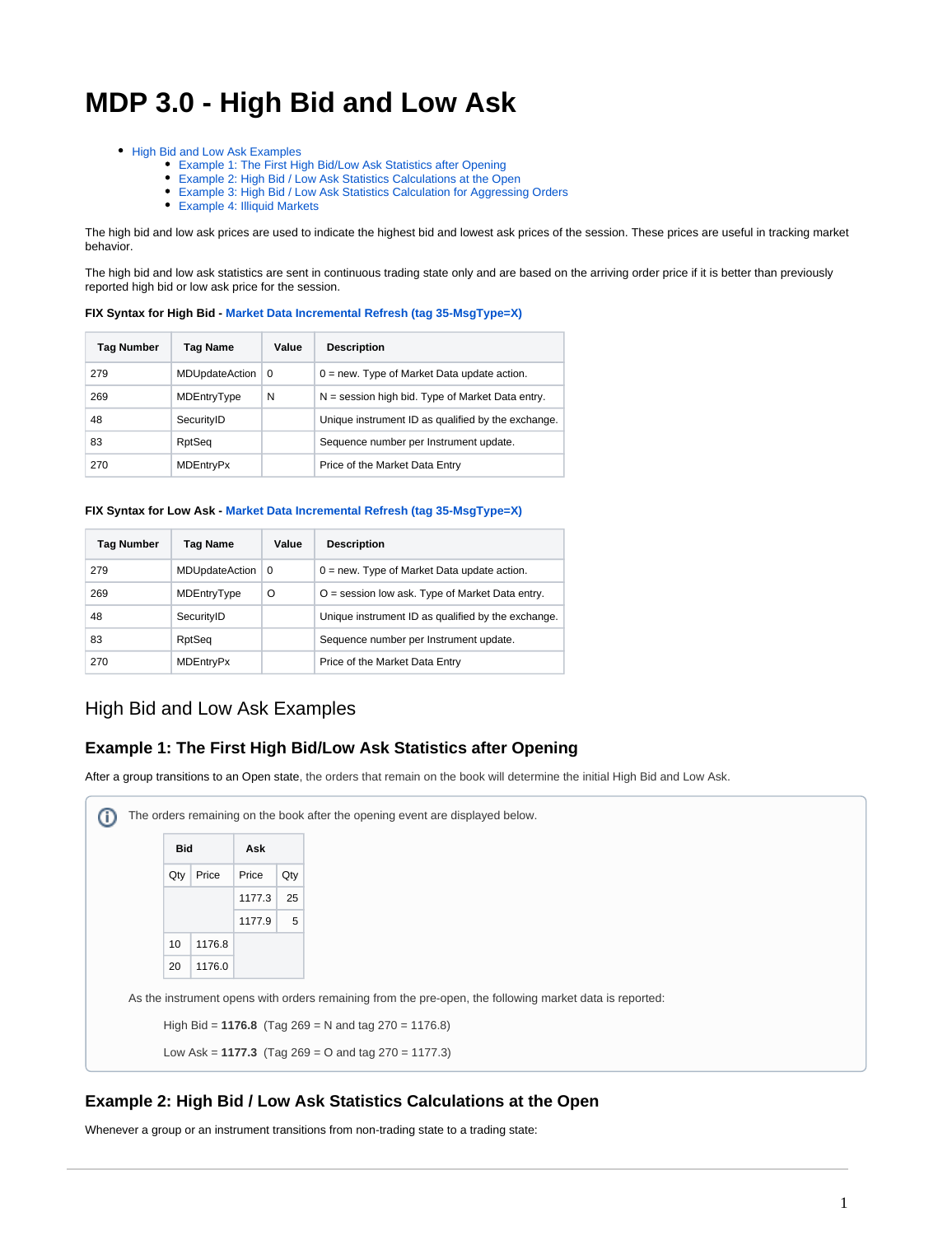# MDP 3.0 - High Bid and Low Ask

- High Bid and Low Ask Examples
  - Example 1: The First High Bid/Low Ask Statistics after Opening
  - Example 2: High Bid / Low Ask Statistics Calculations at the Open
  - Example 3: High Bid / Low Ask Statistics Calculation for Aggressing Orders
  - Example 4: Illiquid Markets

The high bid and low ask prices are used to indicate the highest bid and lowest ask prices of the session. These prices are useful in tracking market behavior.

The high bid and low ask statistics are sent in continuous trading state only and are based on the arriving order price if it is better than previously reported high bid or low ask price for the session.

**FIX Syntax for High Bid - Market Data Incremental Refresh (tag 35-MsgType=X)**

| Tag Number | Tag Name | Value | Description |
|---|---|---|---|
| 279 | MDUpdateAction | 0 | 0 = new. Type of Market Data update action. |
| 269 | MDEntryType | N | N = session high bid. Type of Market Data entry. |
| 48 | SecurityID | | Unique instrument ID as qualified by the exchange. |
| 83 | RptSeq | | Sequence number per Instrument update. |
| 270 | MDEntryPx | | Price of the Market Data Entry |

**FIX Syntax for Low Ask - Market Data Incremental Refresh (tag 35-MsgType=X)**

| Tag Number | Tag Name | Value | Description |
|---|---|---|---|
| 279 | MDUpdateAction | 0 | 0 = new. Type of Market Data update action. |
| 269 | MDEntryType | O | O = session low ask. Type of Market Data entry. |
| 48 | SecurityID | | Unique instrument ID as qualified by the exchange. |
| 83 | RptSeq | | Sequence number per Instrument update. |
| 270 | MDEntryPx | | Price of the Market Data Entry |

## High Bid and Low Ask Examples

### Example 1: The First High Bid/Low Ask Statistics after Opening

After a group transitions to an Open state, the orders that remain on the book will determine the initial High Bid and Low Ask.

The orders remaining on the book after the opening event are displayed below.

| Bid | | Ask | |
|---|---|---|---|
| Qty | Price | Price | Qty |
| | | 1177.3 | 25 |
| | | 1177.9 | 5 |
| 10 | 1176.8 | | |
| 20 | 1176.0 | | |

As the instrument opens with orders remaining from the pre-open, the following market data is reported:

High Bid = **1176.8** (Tag 269 = N and tag 270 = 1176.8)

Low Ask = **1177.3** (Tag 269 = O and tag 270 = 1177.3)

### Example 2: High Bid / Low Ask Statistics Calculations at the Open

Whenever a group or an instrument transitions from non-trading state to a trading state: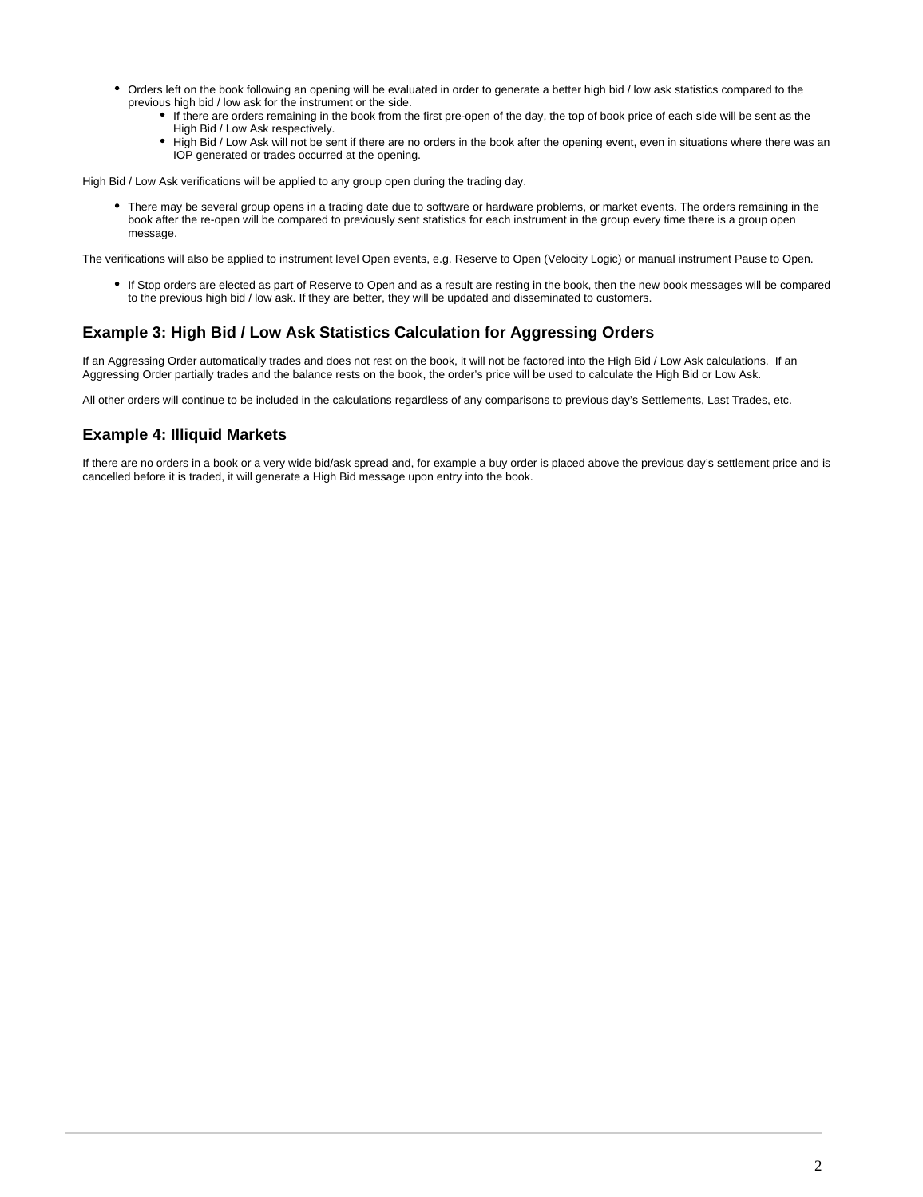- Orders left on the book following an opening will be evaluated in order to generate a better high bid / low ask statistics compared to the previous high bid / low ask for the instrument or the side.
    - If there are orders remaining in the book from the first pre-open of the day, the top of book price of each side will be sent as the High Bid / Low Ask respectively.
    - High Bid / Low Ask will not be sent if there are no orders in the book after the opening event, even in situations where there was an IOP generated or trades occurred at the opening.

High Bid / Low Ask verifications will be applied to any group open during the trading day.

- There may be several group opens in a trading date due to software or hardware problems, or market events. The orders remaining in the book after the re-open will be compared to previously sent statistics for each instrument in the group every time there is a group open message.

The verifications will also be applied to instrument level Open events, e.g. Reserve to Open (Velocity Logic) or manual instrument Pause to Open.

- If Stop orders are elected as part of Reserve to Open and as a result are resting in the book, then the new book messages will be compared to the previous high bid / low ask. If they are better, they will be updated and disseminated to customers.

## Example 3: High Bid / Low Ask Statistics Calculation for Aggressing Orders

If an Aggressing Order automatically trades and does not rest on the book, it will not be factored into the High Bid / Low Ask calculations. If an Aggressing Order partially trades and the balance rests on the book, the order's price will be used to calculate the High Bid or Low Ask.

All other orders will continue to be included in the calculations regardless of any comparisons to previous day's Settlements, Last Trades, etc.

## Example 4: Illiquid Markets

If there are no orders in a book or a very wide bid/ask spread and, for example a buy order is placed above the previous day's settlement price and is cancelled before it is traded, it will generate a High Bid message upon entry into the book.